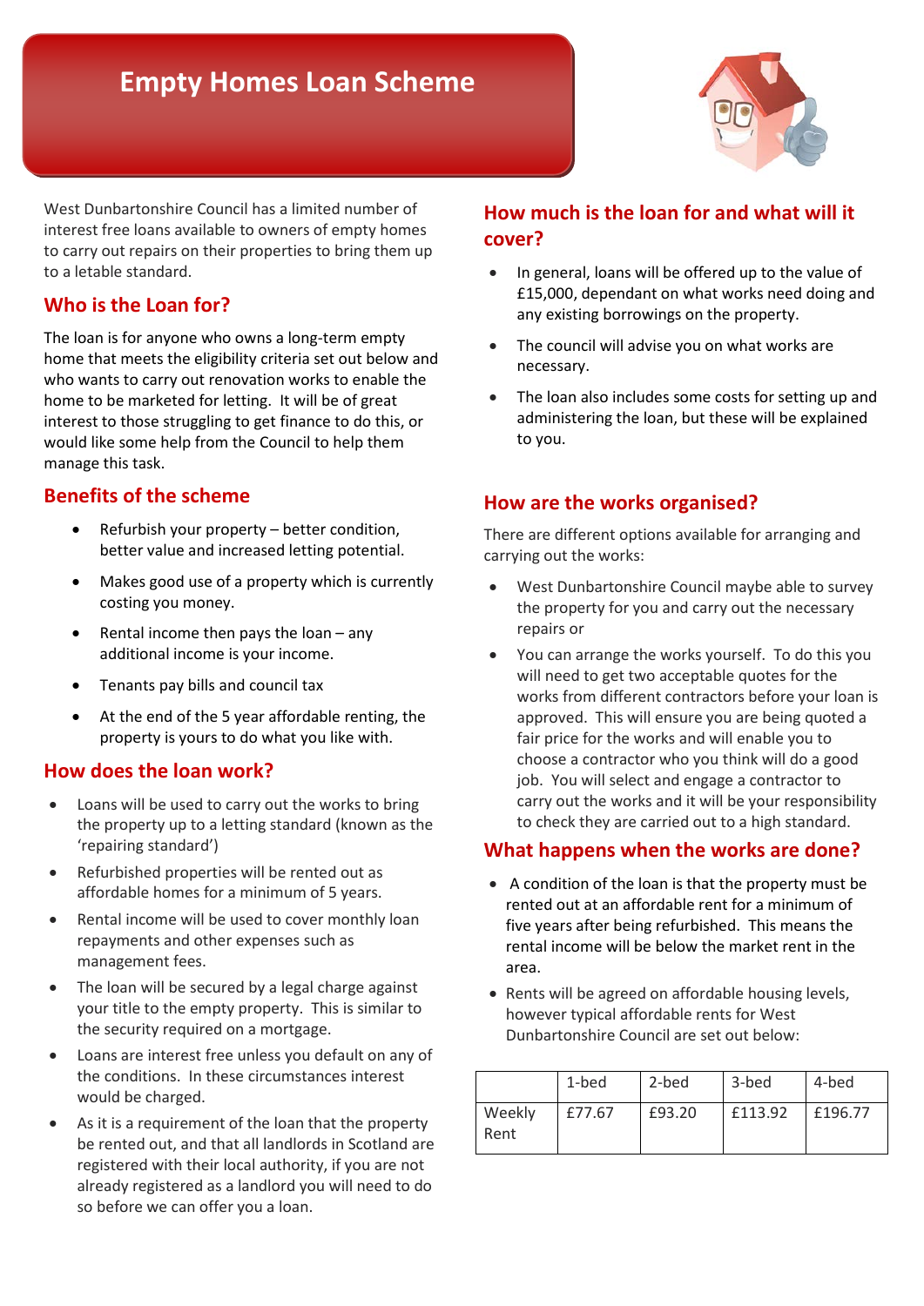# Empty Homes Loan Scheme

West Dunbartonshire Council has a limited number of interest free loans available to owners of empty homes to carry out repairs on their properties to bring them up to a letable standard.

## Who is the Loan for?

The loan is for anyone who owns a long-term empty home that meets the eligibility criteria set out below and who wants to carry out renovation works to enable the home to be marketed for letting. It will be of great interest to those struggling to get finance to do this, or would like some help from the Council to help them manage this task.

## Benefits of the scheme

- Refurbish your property – better condition, better value and increased letting potential.
- Makes good use of a property which is currently costing you money.
- Rental income then pays the loan – any additional income is your income.
- Tenants pay bills and council tax
- At the end of the 5 year affordable renting, the property is yours to do what you like with.

## How does the loan work?

- Loans will be used to carry out the works to bring the property up to a letting standard (known as the 'repairing standard')
- Refurbished properties will be rented out as affordable homes for a minimum of 5 years.
- Rental income will be used to cover monthly loan repayments and other expenses such as management fees.
- The loan will be secured by a legal charge against your title to the empty property. This is similar to the security required on a mortgage.
- Loans are interest free unless you default on any of the conditions. In these circumstances interest would be charged.
- As it is a requirement of the loan that the property be rented out, and that all landlords in Scotland are registered with their local authority, if you are not already registered as a landlord you will need to do so before we can offer you a loan.

## How much is the loan for and what will it cover?

- In general, loans will be offered up to the value of £15,000, dependant on what works need doing and any existing borrowings on the property.
- The council will advise you on what works are necessary.
- The loan also includes some costs for setting up and administering the loan, but these will be explained to you.

## How are the works organised?

There are different options available for arranging and carrying out the works:

- West Dunbartonshire Council maybe able to survey the property for you and carry out the necessary repairs or
- You can arrange the works yourself. To do this you will need to get two acceptable quotes for the works from different contractors before your loan is approved. This will ensure you are being quoted a fair price for the works and will enable you to choose a contractor who you think will do a good job. You will select and engage a contractor to carry out the works and it will be your responsibility to check they are carried out to a high standard.

## What happens when the works are done?

- A condition of the loan is that the property must be rented out at an affordable rent for a minimum of five years after being refurbished. This means the rental income will be below the market rent in the area.
- Rents will be agreed on affordable housing levels, however typical affordable rents for West Dunbartonshire Council are set out below:

| | 1-bed | 2-bed | 3-bed | 4-bed |
|---|---|---|---|---|
| Weekly Rent | £77.67 | £93.20 | £113.92 | £196.77 |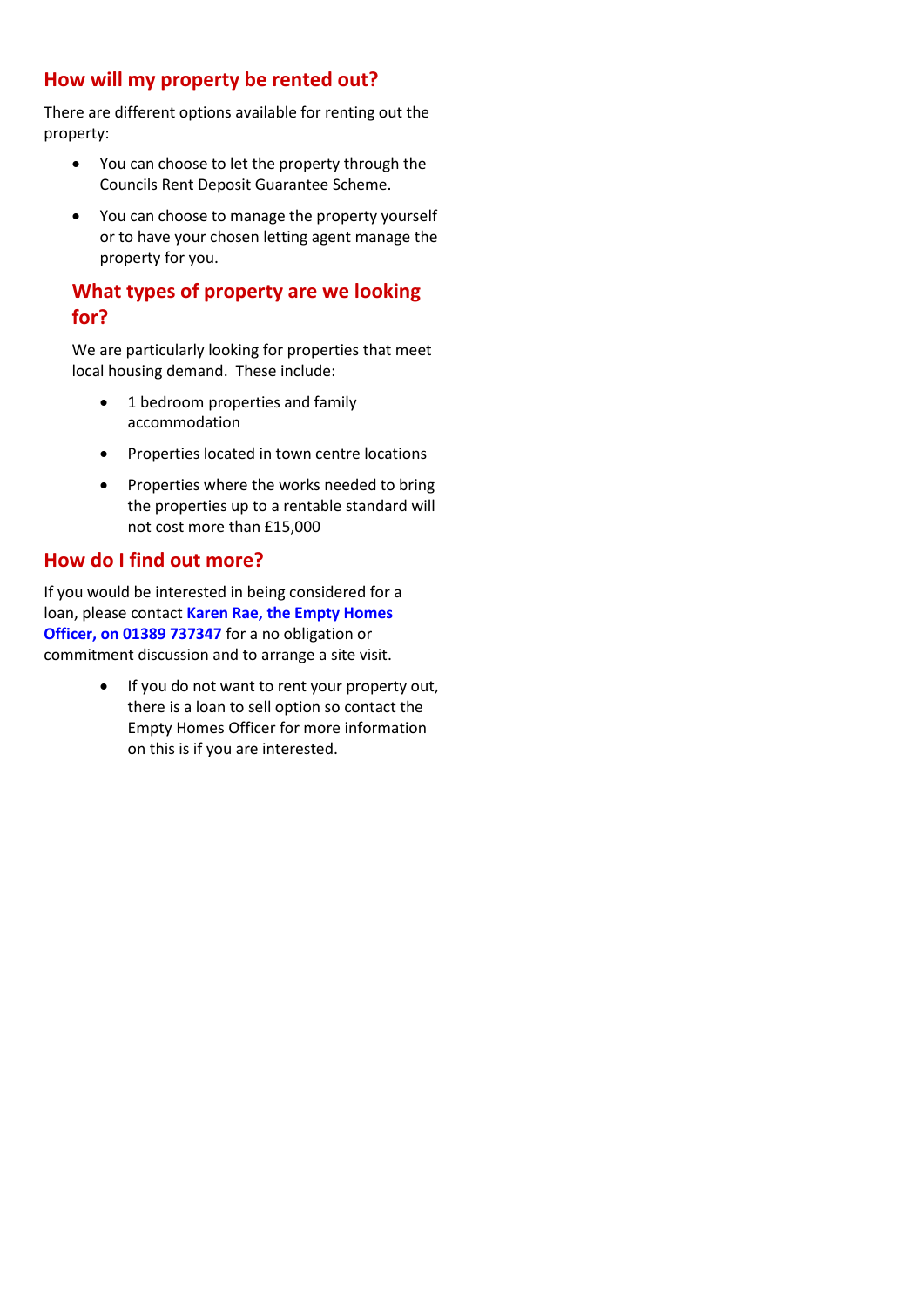## How will my property be rented out?

There are different options available for renting out the property:

- You can choose to let the property through the Councils Rent Deposit Guarantee Scheme.
- You can choose to manage the property yourself or to have your chosen letting agent manage the property for you.

## What types of property are we looking for?

We are particularly looking for properties that meet local housing demand. These include:

- 1 bedroom properties and family accommodation
- Properties located in town centre locations
- Properties where the works needed to bring the properties up to a rentable standard will not cost more than £15,000

## How do I find out more?

If you would be interested in being considered for a loan, please contact **Karen Rae, the Empty Homes Officer, on 01389 737347** for a no obligation or commitment discussion and to arrange a site visit.

- If you do not want to rent your property out, there is a loan to sell option so contact the Empty Homes Officer for more information on this is if you are interested.